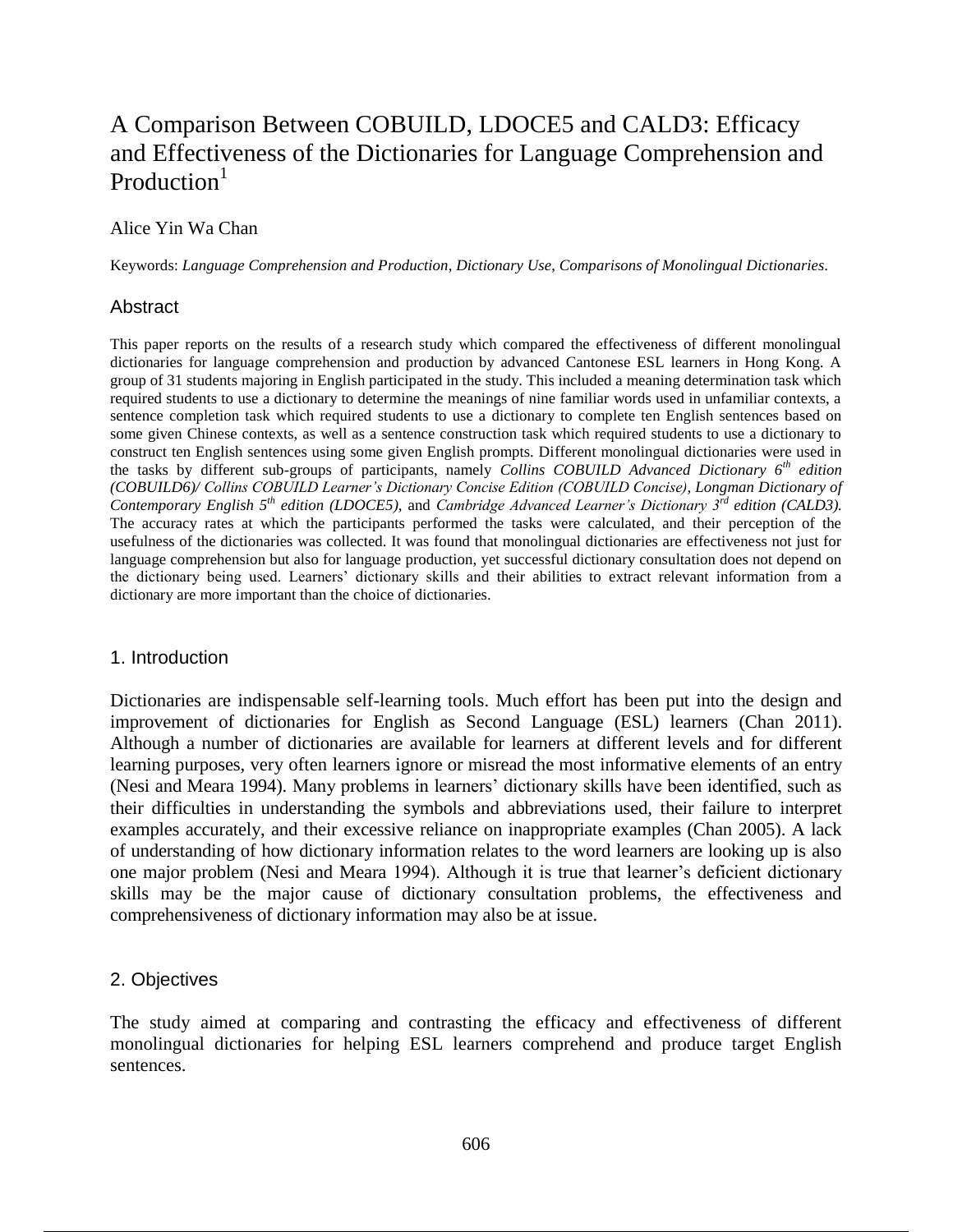# A Comparison Between COBUILD, LDOCE5 and CALD3: Efficacy and Effectiveness of the Dictionaries for Language Comprehension and Production[1]

Alice Yin Wa Chan

Keywords: *Language Comprehension and Production*, *Dictionary Use*, *Comparisons of Monolingual Dictionaries*.

## Abstract

This paper reports on the results of a research study which compared the effectiveness of different monolingual dictionaries for language comprehension and production by advanced Cantonese ESL learners in Hong Kong. A group of 31 students majoring in English participated in the study. This included a meaning determination task which required students to use a dictionary to determine the meanings of nine familiar words used in unfamiliar contexts, a sentence completion task which required students to use a dictionary to complete ten English sentences based on some given Chinese contexts, as well as a sentence construction task which required students to use a dictionary to construct ten English sentences using some given English prompts. Different monolingual dictionaries were used in the tasks by different sub-groups of participants, namely *Collins COBUILD Advanced Dictionary 6th edition (COBUILD6)/ Collins COBUILD Learner's Dictionary Concise Edition (COBUILD Concise)*, *Longman Dictionary of Contemporary English 5th edition (LDOCE5)*, and *Cambridge Advanced Learner's Dictionary 3rd edition (CALD3).* The accuracy rates at which the participants performed the tasks were calculated, and their perception of the usefulness of the dictionaries was collected. It was found that monolingual dictionaries are effectiveness not just for language comprehension but also for language production, yet successful dictionary consultation does not depend on the dictionary being used. Learners' dictionary skills and their abilities to extract relevant information from a dictionary are more important than the choice of dictionaries.

## 1. Introduction

Dictionaries are indispensable self-learning tools. Much effort has been put into the design and improvement of dictionaries for English as Second Language (ESL) learners (Chan 2011). Although a number of dictionaries are available for learners at different levels and for different learning purposes, very often learners ignore or misread the most informative elements of an entry (Nesi and Meara 1994). Many problems in learners' dictionary skills have been identified, such as their difficulties in understanding the symbols and abbreviations used, their failure to interpret examples accurately, and their excessive reliance on inappropriate examples (Chan 2005). A lack of understanding of how dictionary information relates to the word learners are looking up is also one major problem (Nesi and Meara 1994). Although it is true that learner's deficient dictionary skills may be the major cause of dictionary consultation problems, the effectiveness and comprehensiveness of dictionary information may also be at issue.

## 2. Objectives

The study aimed at comparing and contrasting the efficacy and effectiveness of different monolingual dictionaries for helping ESL learners comprehend and produce target English sentences.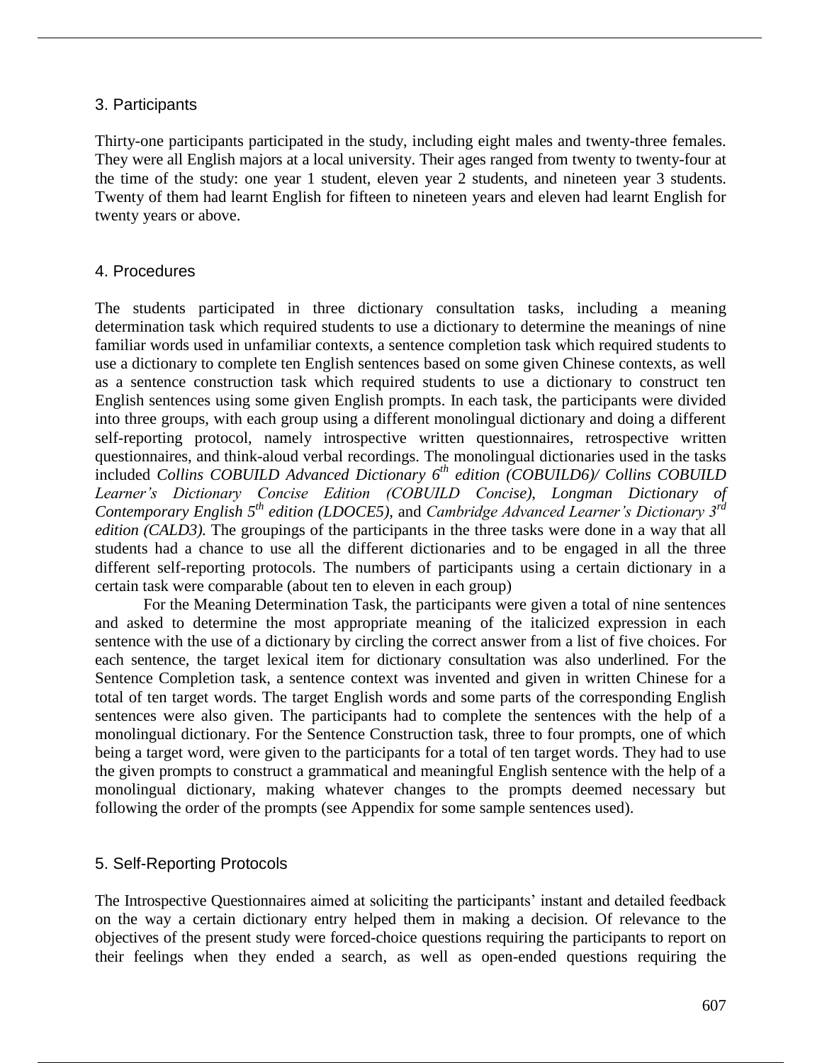## 3. Participants

Thirty-one participants participated in the study, including eight males and twenty-three females. They were all English majors at a local university. Their ages ranged from twenty to twenty-four at the time of the study: one year 1 student, eleven year 2 students, and nineteen year 3 students. Twenty of them had learnt English for fifteen to nineteen years and eleven had learnt English for twenty years or above.

## 4. Procedures

The students participated in three dictionary consultation tasks, including a meaning determination task which required students to use a dictionary to determine the meanings of nine familiar words used in unfamiliar contexts, a sentence completion task which required students to use a dictionary to complete ten English sentences based on some given Chinese contexts, as well as a sentence construction task which required students to use a dictionary to construct ten English sentences using some given English prompts. In each task, the participants were divided into three groups, with each group using a different monolingual dictionary and doing a different self-reporting protocol, namely introspective written questionnaires, retrospective written questionnaires, and think-aloud verbal recordings. The monolingual dictionaries used in the tasks included *Collins COBUILD Advanced Dictionary 6th edition (COBUILD6)/ Collins COBUILD Learner's Dictionary Concise Edition (COBUILD Concise), Longman Dictionary of Contemporary English 5th edition (LDOCE5),* and *Cambridge Advanced Learner's Dictionary 3rd edition (CALD3).* The groupings of the participants in the three tasks were done in a way that all students had a chance to use all the different dictionaries and to be engaged in all the three different self-reporting protocols. The numbers of participants using a certain dictionary in a certain task were comparable (about ten to eleven in each group)

For the Meaning Determination Task, the participants were given a total of nine sentences and asked to determine the most appropriate meaning of the italicized expression in each sentence with the use of a dictionary by circling the correct answer from a list of five choices. For each sentence, the target lexical item for dictionary consultation was also underlined. For the Sentence Completion task, a sentence context was invented and given in written Chinese for a total of ten target words. The target English words and some parts of the corresponding English sentences were also given. The participants had to complete the sentences with the help of a monolingual dictionary. For the Sentence Construction task, three to four prompts, one of which being a target word, were given to the participants for a total of ten target words. They had to use the given prompts to construct a grammatical and meaningful English sentence with the help of a monolingual dictionary, making whatever changes to the prompts deemed necessary but following the order of the prompts (see Appendix for some sample sentences used).

## 5. Self-Reporting Protocols

The Introspective Questionnaires aimed at soliciting the participants' instant and detailed feedback on the way a certain dictionary entry helped them in making a decision. Of relevance to the objectives of the present study were forced-choice questions requiring the participants to report on their feelings when they ended a search, as well as open-ended questions requiring the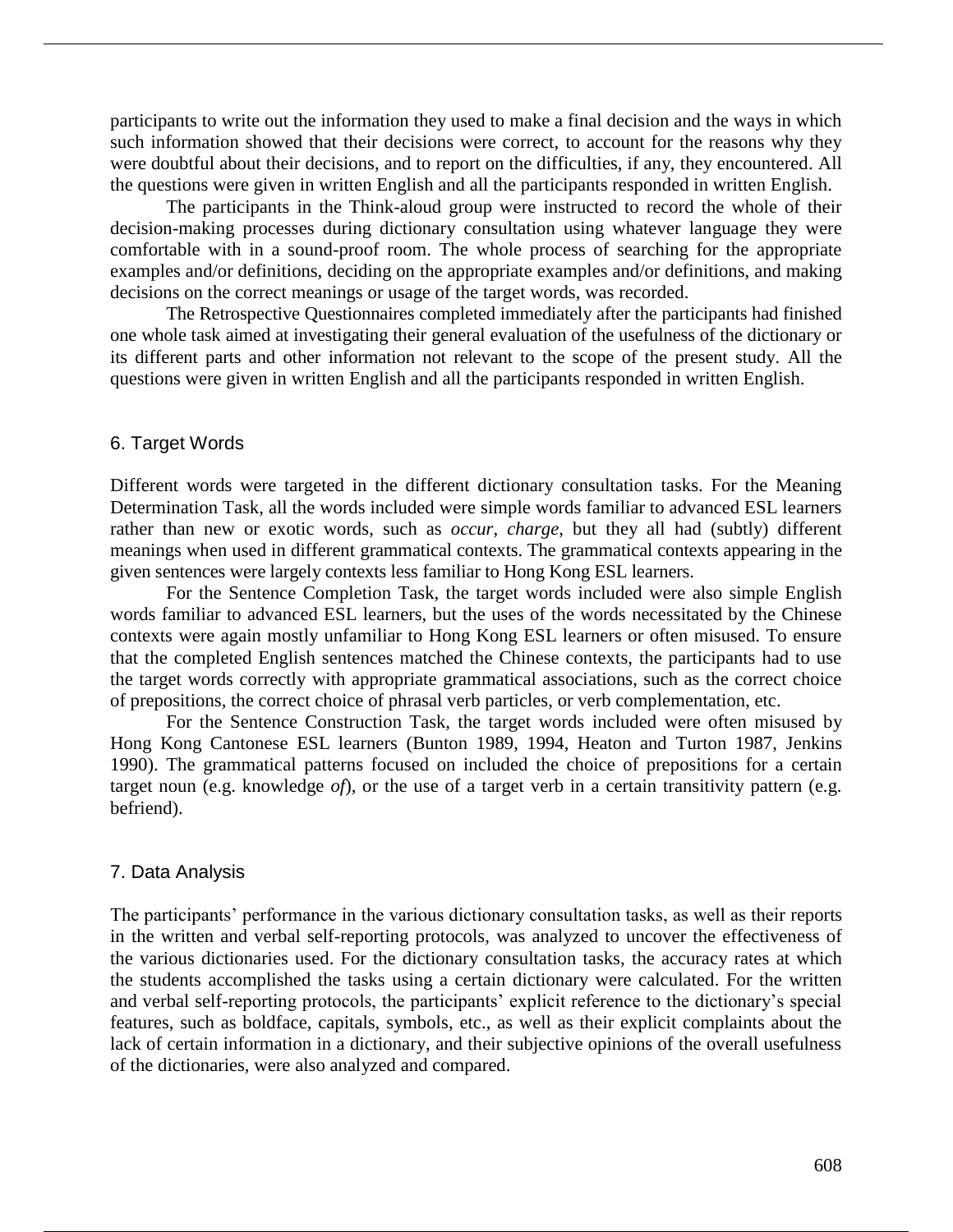participants to write out the information they used to make a final decision and the ways in which such information showed that their decisions were correct, to account for the reasons why they were doubtful about their decisions, and to report on the difficulties, if any, they encountered. All the questions were given in written English and all the participants responded in written English.

The participants in the Think-aloud group were instructed to record the whole of their decision-making processes during dictionary consultation using whatever language they were comfortable with in a sound-proof room. The whole process of searching for the appropriate examples and/or definitions, deciding on the appropriate examples and/or definitions, and making decisions on the correct meanings or usage of the target words, was recorded.

The Retrospective Questionnaires completed immediately after the participants had finished one whole task aimed at investigating their general evaluation of the usefulness of the dictionary or its different parts and other information not relevant to the scope of the present study. All the questions were given in written English and all the participants responded in written English.

## 6. Target Words

Different words were targeted in the different dictionary consultation tasks. For the Meaning Determination Task, all the words included were simple words familiar to advanced ESL learners rather than new or exotic words, such as *occur*, *charge*, but they all had (subtly) different meanings when used in different grammatical contexts. The grammatical contexts appearing in the given sentences were largely contexts less familiar to Hong Kong ESL learners.

For the Sentence Completion Task, the target words included were also simple English words familiar to advanced ESL learners, but the uses of the words necessitated by the Chinese contexts were again mostly unfamiliar to Hong Kong ESL learners or often misused. To ensure that the completed English sentences matched the Chinese contexts, the participants had to use the target words correctly with appropriate grammatical associations, such as the correct choice of prepositions, the correct choice of phrasal verb particles, or verb complementation, etc.

For the Sentence Construction Task, the target words included were often misused by Hong Kong Cantonese ESL learners (Bunton 1989, 1994, Heaton and Turton 1987, Jenkins 1990). The grammatical patterns focused on included the choice of prepositions for a certain target noun (e.g. knowledge *of*), or the use of a target verb in a certain transitivity pattern (e.g. befriend).

## 7. Data Analysis

The participants' performance in the various dictionary consultation tasks, as well as their reports in the written and verbal self-reporting protocols, was analyzed to uncover the effectiveness of the various dictionaries used. For the dictionary consultation tasks, the accuracy rates at which the students accomplished the tasks using a certain dictionary were calculated. For the written and verbal self-reporting protocols, the participants' explicit reference to the dictionary's special features, such as boldface, capitals, symbols, etc., as well as their explicit complaints about the lack of certain information in a dictionary, and their subjective opinions of the overall usefulness of the dictionaries, were also analyzed and compared.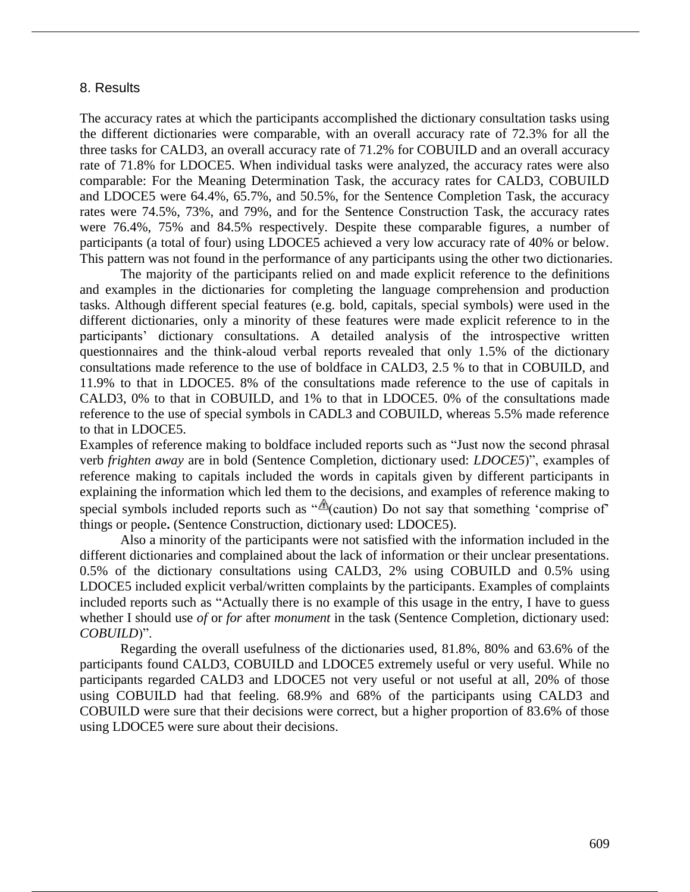## 8. Results

The accuracy rates at which the participants accomplished the dictionary consultation tasks using the different dictionaries were comparable, with an overall accuracy rate of 72.3% for all the three tasks for CALD3, an overall accuracy rate of 71.2% for COBUILD and an overall accuracy rate of 71.8% for LDOCE5. When individual tasks were analyzed, the accuracy rates were also comparable: For the Meaning Determination Task, the accuracy rates for CALD3, COBUILD and LDOCE5 were 64.4%, 65.7%, and 50.5%, for the Sentence Completion Task, the accuracy rates were 74.5%, 73%, and 79%, and for the Sentence Construction Task, the accuracy rates were 76.4%, 75% and 84.5% respectively. Despite these comparable figures, a number of participants (a total of four) using LDOCE5 achieved a very low accuracy rate of 40% or below. This pattern was not found in the performance of any participants using the other two dictionaries.

The majority of the participants relied on and made explicit reference to the definitions and examples in the dictionaries for completing the language comprehension and production tasks. Although different special features (e.g. bold, capitals, special symbols) were used in the different dictionaries, only a minority of these features were made explicit reference to in the participants' dictionary consultations. A detailed analysis of the introspective written questionnaires and the think-aloud verbal reports revealed that only 1.5% of the dictionary consultations made reference to the use of boldface in CALD3, 2.5 % to that in COBUILD, and 11.9% to that in LDOCE5. 8% of the consultations made reference to the use of capitals in CALD3, 0% to that in COBUILD, and 1% to that in LDOCE5. 0% of the consultations made reference to the use of special symbols in CADL3 and COBUILD, whereas 5.5% made reference to that in LDOCE5.

Examples of reference making to boldface included reports such as "Just now the second phrasal verb *frighten away* are in bold (Sentence Completion, dictionary used: *LDOCE5*)", examples of reference making to capitals included the words in capitals given by different participants in explaining the information which led them to the decisions, and examples of reference making to special symbols included reports such as "⚠(caution) Do not say that something 'comprise of' things or people**.** (Sentence Construction, dictionary used: LDOCE5).

Also a minority of the participants were not satisfied with the information included in the different dictionaries and complained about the lack of information or their unclear presentations. 0.5% of the dictionary consultations using CALD3, 2% using COBUILD and 0.5% using LDOCE5 included explicit verbal/written complaints by the participants. Examples of complaints included reports such as "Actually there is no example of this usage in the entry, I have to guess whether I should use *of* or *for* after *monument* in the task (Sentence Completion, dictionary used: *COBUILD*)".

Regarding the overall usefulness of the dictionaries used, 81.8%, 80% and 63.6% of the participants found CALD3, COBUILD and LDOCE5 extremely useful or very useful. While no participants regarded CALD3 and LDOCE5 not very useful or not useful at all, 20% of those using COBUILD had that feeling. 68.9% and 68% of the participants using CALD3 and COBUILD were sure that their decisions were correct, but a higher proportion of 83.6% of those using LDOCE5 were sure about their decisions.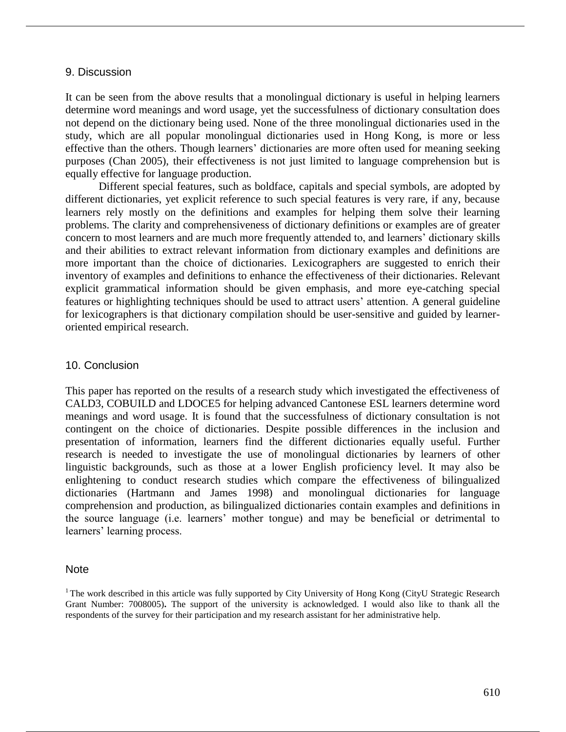## 9. Discussion

It can be seen from the above results that a monolingual dictionary is useful in helping learners determine word meanings and word usage, yet the successfulness of dictionary consultation does not depend on the dictionary being used. None of the three monolingual dictionaries used in the study, which are all popular monolingual dictionaries used in Hong Kong, is more or less effective than the others. Though learners' dictionaries are more often used for meaning seeking purposes (Chan 2005), their effectiveness is not just limited to language comprehension but is equally effective for language production.

Different special features, such as boldface, capitals and special symbols, are adopted by different dictionaries, yet explicit reference to such special features is very rare, if any, because learners rely mostly on the definitions and examples for helping them solve their learning problems. The clarity and comprehensiveness of dictionary definitions or examples are of greater concern to most learners and are much more frequently attended to, and learners' dictionary skills and their abilities to extract relevant information from dictionary examples and definitions are more important than the choice of dictionaries. Lexicographers are suggested to enrich their inventory of examples and definitions to enhance the effectiveness of their dictionaries. Relevant explicit grammatical information should be given emphasis, and more eye-catching special features or highlighting techniques should be used to attract users' attention. A general guideline for lexicographers is that dictionary compilation should be user-sensitive and guided by learner-oriented empirical research.

## 10. Conclusion

This paper has reported on the results of a research study which investigated the effectiveness of CALD3, COBUILD and LDOCE5 for helping advanced Cantonese ESL learners determine word meanings and word usage. It is found that the successfulness of dictionary consultation is not contingent on the choice of dictionaries. Despite possible differences in the inclusion and presentation of information, learners find the different dictionaries equally useful. Further research is needed to investigate the use of monolingual dictionaries by learners of other linguistic backgrounds, such as those at a lower English proficiency level. It may also be enlightening to conduct research studies which compare the effectiveness of bilingualized dictionaries (Hartmann and James 1998) and monolingual dictionaries for language comprehension and production, as bilingualized dictionaries contain examples and definitions in the source language (i.e. learners' mother tongue) and may be beneficial or detrimental to learners' learning process.

## Note

[1] The work described in this article was fully supported by City University of Hong Kong (CityU Strategic Research Grant Number: 7008005). The support of the university is acknowledged. I would also like to thank all the respondents of the survey for their participation and my research assistant for her administrative help.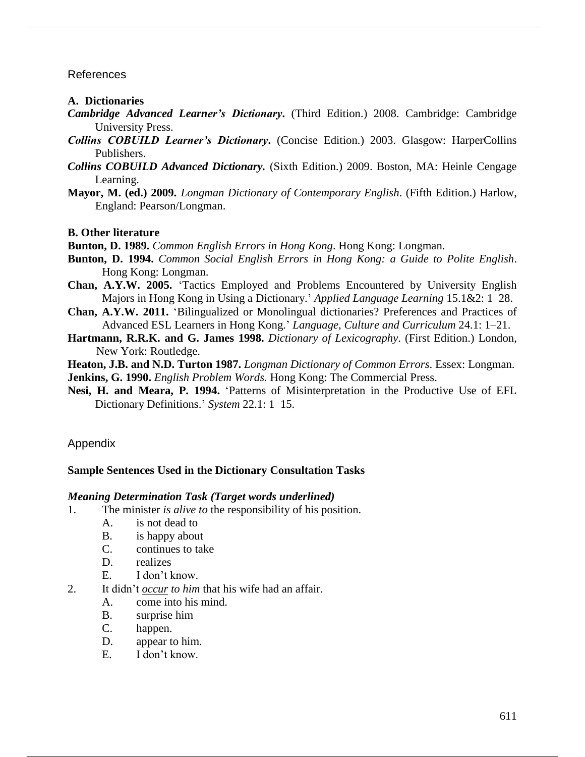## References

### A. Dictionaries

***Cambridge Advanced Learner's Dictionary*.** (Third Edition.) 2008. Cambridge: Cambridge University Press.

***Collins COBUILD Learner's Dictionary*.** (Concise Edition.) 2003. Glasgow: HarperCollins Publishers.

***Collins COBUILD Advanced Dictionary*.** (Sixth Edition.) 2009. Boston, MA: Heinle Cengage Learning.

**Mayor, M. (ed.) 2009.** *Longman Dictionary of Contemporary English*. (Fifth Edition.) Harlow, England: Pearson/Longman.

### B. Other literature

**Bunton, D. 1989.** *Common English Errors in Hong Kong*. Hong Kong: Longman.

**Bunton, D. 1994.** *Common Social English Errors in Hong Kong: a Guide to Polite English*. Hong Kong: Longman.

**Chan, A.Y.W. 2005.** 'Tactics Employed and Problems Encountered by University English Majors in Hong Kong in Using a Dictionary.' *Applied Language Learning* 15.1&2: 1–28.

**Chan, A.Y.W. 2011.** 'Bilingualized or Monolingual dictionaries? Preferences and Practices of Advanced ESL Learners in Hong Kong.' *Language, Culture and Curriculum* 24.1: 1–21.

**Hartmann, R.R.K. and G. James 1998.** *Dictionary of Lexicography*. (First Edition.) London, New York: Routledge.

**Heaton, J.B. and N.D. Turton 1987.** *Longman Dictionary of Common Errors*. Essex: Longman.

**Jenkins, G. 1990.** *English Problem Words.* Hong Kong: The Commercial Press.

**Nesi, H. and Meara, P. 1994.** 'Patterns of Misinterpretation in the Productive Use of EFL Dictionary Definitions.' *System* 22.1: 1–15.

## Appendix

### Sample Sentences Used in the Dictionary Consultation Tasks

***Meaning Determination Task (Target words underlined)***

1. The minister *is alive to* the responsibility of his position.
   - A. is not dead to
   - B. is happy about
   - C. continues to take
   - D. realizes
   - E. I don't know.
2. It didn't *occur to him* that his wife had an affair.
   - A. come into his mind.
   - B. surprise him
   - C. happen.
   - D. appear to him.
   - E. I don't know.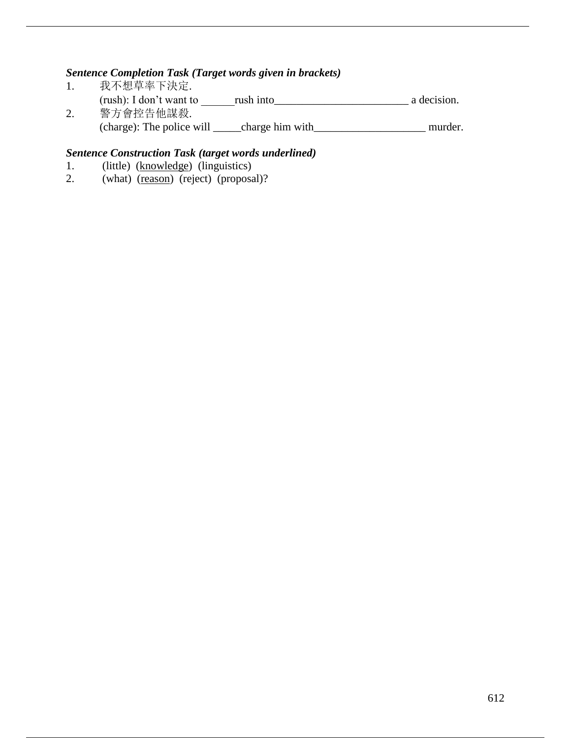***Sentence Completion Task (Target words given in brackets)***

1. 我不想草率下決定.
   (rush): I don’t want to ______rush into________________________ a decision.
2. 警方會控告他謀殺.
   (charge): The police will _____charge him with____________________ murder.

***Sentence Construction Task (target words underlined)***

1. (little) (<u>knowledge</u>) (linguistics)
2. (what) (<u>reason</u>) (reject) (proposal)?